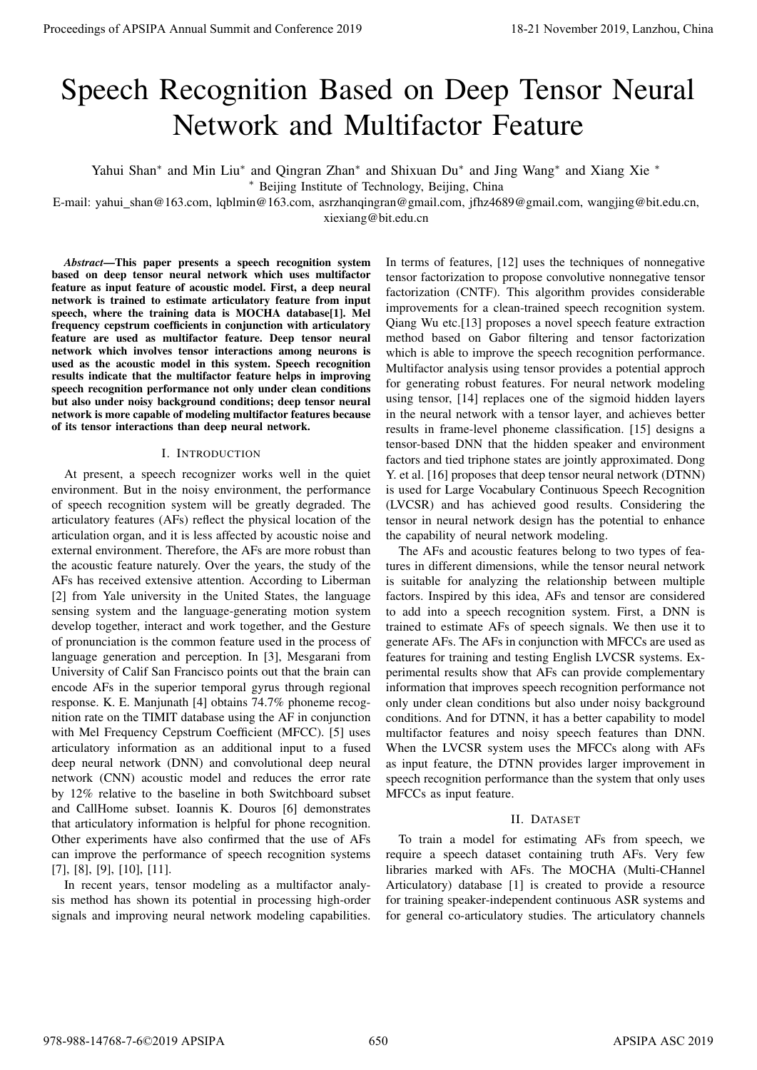# Speech Recognition Based on Deep Tensor Neural Network and Multifactor Feature

Yahui Shan* and Min Liu* and Qingran Zhan* and Shixuan Du* and Jing Wang* and Xiang Xie *

* Beijing Institute of Technology, Beijing, China

E-mail: yahui_shan@163.com, lqblmin@163.com, asrzhanqingran@gmail.com, jfhz4689@gmail.com, wangjing@bit.edu.cn, xiexiang@bit.edu.cn

***Abstract*—This paper presents a speech recognition system based on deep tensor neural network which uses multifactor feature as input feature of acoustic model. First, a deep neural network is trained to estimate articulatory feature from input speech, where the training data is MOCHA database[1]. Mel frequency cepstrum coefficients in conjunction with articulatory feature are used as multifactor feature. Deep tensor neural network which involves tensor interactions among neurons is used as the acoustic model in this system. Speech recognition results indicate that the multifactor feature helps in improving speech recognition performance not only under clean conditions but also under noisy background conditions; deep tensor neural network is more capable of modeling multifactor features because of its tensor interactions than deep neural network.**

## I. Introduction

At present, a speech recognizer works well in the quiet environment. But in the noisy environment, the performance of speech recognition system will be greatly degraded. The articulatory features (AFs) reflect the physical location of the articulation organ, and it is less affected by acoustic noise and external environment. Therefore, the AFs are more robust than the acoustic feature naturely. Over the years, the study of the AFs has received extensive attention. According to Liberman [2] from Yale university in the United States, the language sensing system and the language-generating motion system develop together, interact and work together, and the Gesture of pronunciation is the common feature used in the process of language generation and perception. In [3], Mesgarani from University of Calif San Francisco points out that the brain can encode AFs in the superior temporal gyrus through regional response. K. E. Manjunath [4] obtains 74.7% phoneme recognition rate on the TIMIT database using the AF in conjunction with Mel Frequency Cepstrum Coefficient (MFCC). [5] uses articulatory information as an additional input to a fused deep neural network (DNN) and convolutional deep neural network (CNN) acoustic model and reduces the error rate by 12% relative to the baseline in both Switchboard subset and CallHome subset. Ioannis K. Douros [6] demonstrates that articulatory information is helpful for phone recognition. Other experiments have also confirmed that the use of AFs can improve the performance of speech recognition systems [7], [8], [9], [10], [11].

In recent years, tensor modeling as a multifactor analysis method has shown its potential in processing high-order signals and improving neural network modeling capabilities. In terms of features, [12] uses the techniques of nonnegative tensor factorization to propose convolutive nonnegative tensor factorization (CNTF). This algorithm provides considerable improvements for a clean-trained speech recognition system. Qiang Wu etc.[13] proposes a novel speech feature extraction method based on Gabor filtering and tensor factorization which is able to improve the speech recognition performance. Multifactor analysis using tensor provides a potential approch for generating robust features. For neural network modeling using tensor, [14] replaces one of the sigmoid hidden layers in the neural network with a tensor layer, and achieves better results in frame-level phoneme classification. [15] designs a tensor-based DNN that the hidden speaker and environment factors and tied triphone states are jointly approximated. Dong Y. et al. [16] proposes that deep tensor neural network (DTNN) is used for Large Vocabulary Continuous Speech Recognition (LVCSR) and has achieved good results. Considering the tensor in neural network design has the potential to enhance the capability of neural network modeling.

The AFs and acoustic features belong to two types of features in different dimensions, while the tensor neural network is suitable for analyzing the relationship between multiple factors. Inspired by this idea, AFs and tensor are considered to add into a speech recognition system. First, a DNN is trained to estimate AFs of speech signals. We then use it to generate AFs. The AFs in conjunction with MFCCs are used as features for training and testing English LVCSR systems. Experimental results show that AFs can provide complementary information that improves speech recognition performance not only under clean conditions but also under noisy background conditions. And for DTNN, it has a better capability to model multifactor features and noisy speech features than DNN. When the LVCSR system uses the MFCCs along with AFs as input feature, the DTNN provides larger improvement in speech recognition performance than the system that only uses MFCCs as input feature.

## II. Dataset

To train a model for estimating AFs from speech, we require a speech dataset containing truth AFs. Very few libraries marked with AFs. The MOCHA (Multi-CHannel Articulatory) database [1] is created to provide a resource for training speaker-independent continuous ASR systems and for general co-articulatory studies. The articulatory channels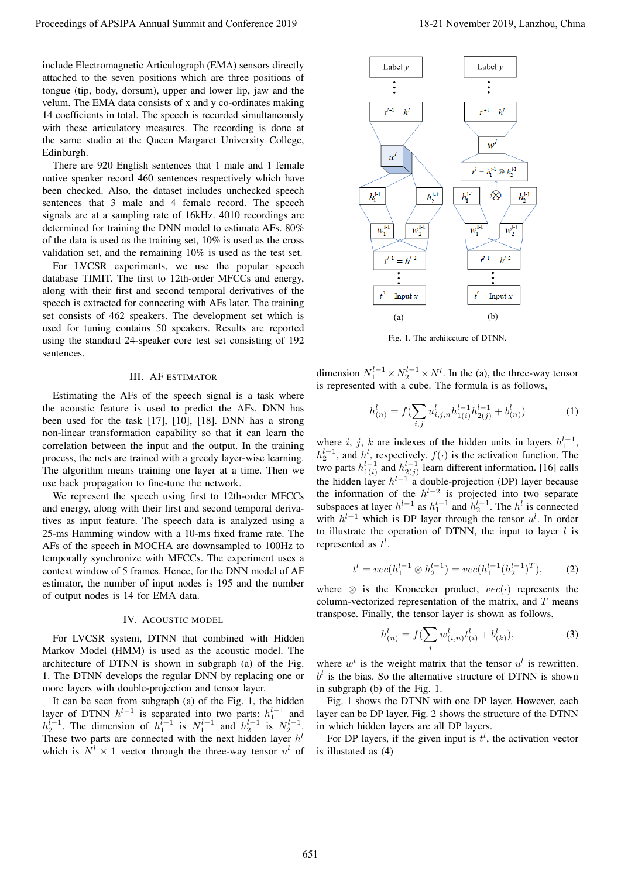include Electromagnetic Articulograph (EMA) sensors directly attached to the seven positions which are three positions of tongue (tip, body, dorsum), upper and lower lip, jaw and the velum. The EMA data consists of x and y co-ordinates making 14 coefficients in total. The speech is recorded simultaneously with these articulatory measures. The recording is done at the same studio at the Queen Margaret University College, Edinburgh.

There are 920 English sentences that 1 male and 1 female native speaker record 460 sentences respectively which have been checked. Also, the dataset includes unchecked speech sentences that 3 male and 4 female record. The speech signals are at a sampling rate of 16kHz. 4010 recordings are determined for training the DNN model to estimate AFs. 80% of the data is used as the training set, 10% is used as the cross validation set, and the remaining 10% is used as the test set.

For LVCSR experiments, we use the popular speech database TIMIT. The first to 12th-order MFCCs and energy, along with their first and second temporal derivatives of the speech is extracted for connecting with AFs later. The training set consists of 462 speakers. The development set which is used for tuning contains 50 speakers. Results are reported using the standard 24-speaker core test set consisting of 192 sentences.

## III. AF Estimator

Estimating the AFs of the speech signal is a task where the acoustic feature is used to predict the AFs. DNN has been used for the task [17], [10], [18]. DNN has a strong non-linear transformation capability so that it can learn the correlation between the input and the output. In the training process, the nets are trained with a greedy layer-wise learning. The algorithm means training one layer at a time. Then we use back propagation to fine-tune the network.

We represent the speech using first to 12th-order MFCCs and energy, along with their first and second temporal derivatives as input feature. The speech data is analyzed using a 25-ms Hamming window with a 10-ms fixed frame rate. The AFs of the speech in MOCHA are downsampled to 100Hz to temporally synchronize with MFCCs. The experiment uses a context window of 5 frames. Hence, for the DNN model of AF estimator, the number of input nodes is 195 and the number of output nodes is 14 for EMA data.

## IV. Acoustic Model

For LVCSR system, DTNN that combined with Hidden Markov Model (HMM) is used as the acoustic model. The architecture of DTNN is shown in subgraph (a) of the Fig. 1. The DTNN develops the regular DNN by replacing one or more layers with double-projection and tensor layer.

It can be seen from subgraph (a) of the Fig. 1, the hidden layer of DTNN $h^{l-1}$ is separated into two parts: $h_1^{l-1}$ and $h_2^{l-1}$. The dimension of $h_1^{l-1}$ is $N_1^{l-1}$ and $h_2^{l-1}$ is $N_2^{l-1}$. These two parts are connected with the next hidden layer $h^l$ which is $N^l \times 1$ vector through the three-way tensor $u^l$ of dimension $N_1^{l-1} \times N_2^{l-1} \times N^l$. In the (a), the three-way tensor is represented with a cube. The formula is as follows,

Label $y$

$t^{l-1} = h^l$

$u^l$

$h_1^{l-1}$ $h_2^{l-1}$

$w_1^{l-1}$ $w_2^{l-1}$

$t^{l-1} = h^{l-2}$

$t^0$ = Input $x$

(a)

Label $y$

$t^{l-1} = h^l$

$w^l$

$t^l = h_1^{l-1} \otimes h_2^{l-1}$

$h_1^{l-1}$ $h_2^{l-1}$

$w_1^{l-1}$ $w_2^{l-1}$

$t^{l-1} = h^{l-2}$

$t^0$ = Input $x$

(b)

Fig. 1. The architecture of DTNN.

$$h_{(n)}^l = f(\sum_{i,j} u_{i,j,n}^l h_{1(i)}^{l-1} h_{2(j)}^{l-1} + b_{(n)}^l) \tag{1}$$

where $i$, $j$, $k$ are indexes of the hidden units in layers $h_1^{l-1}$, $h_2^{l-1}$, and $h^l$, respectively. $f(\cdot)$ is the activation function. The two parts $h_{1(i)}^{l-1}$ and $h_{2(j)}^{l-1}$ learn different information. [16] calls the hidden layer $h^{l-1}$ a double-projection (DP) layer because the information of the $h^{l-2}$ is projected into two separate subspaces at layer $h^{l-1}$ as $h_1^{l-1}$ and $h_2^{l-1}$. The $h^l$ is connected with $h^{l-1}$ which is DP layer through the tensor $u^l$. In order to illustrate the operation of DTNN, the input to layer $l$ is represented as $t^l$.

$$t^l = vec(h_1^{l-1} \otimes h_2^{l-1}) = vec(h_1^{l-1}(h_2^{l-1})^T), \tag{2}$$

where $\otimes$ is the Kronecker product, $vec(\cdot)$ represents the column-vectorized representation of the matrix, and $T$ means transpose. Finally, the tensor layer is shown as follows,

$$h_{(n)}^l = f(\sum_i w_{(i,n)}^l t_{(i)}^l + b_{(k)}^l), \tag{3}$$

where $w^l$ is the weight matrix that the tensor $u^l$ is rewritten. $b^l$ is the bias. So the alternative structure of DTNN is shown in subgraph (b) of the Fig. 1.

Fig. 1 shows the DTNN with one DP layer. However, each layer can be DP layer. Fig. 2 shows the structure of the DTNN in which hidden layers are all DP layers.

For DP layers, if the given input is $t^l$, the activation vector is illustated as (4)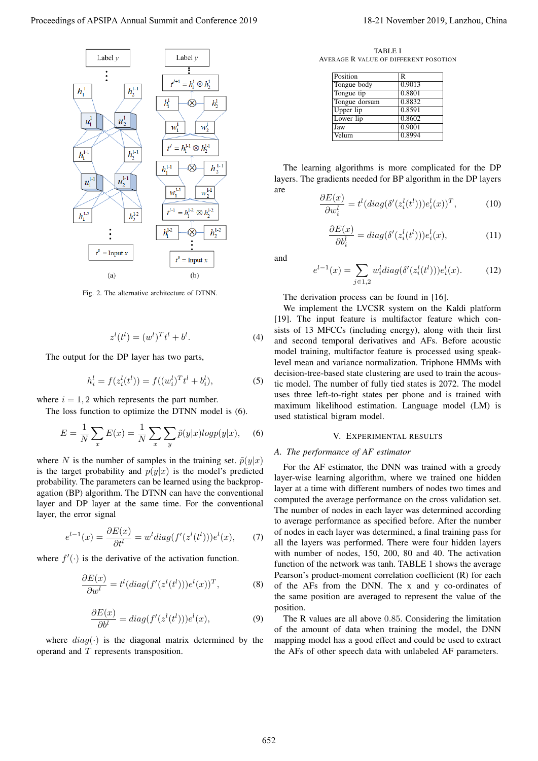Label $y$

$h_1^l$ $h_2^{l-1}$

$u_1^l$ $u_2^l$

$h_1^{l-1}$ $h_2^{l-1}$

$u_1^{l-1}$ $u_2^{l-1}$

$h_1^{l-2}$ $h_2^{l-2}$

$t^0$ = Input $x$

(a)

Label $y$

$t^{l+1} = h_1^l \otimes h_2^l$

$h_1^l$ $h_2^l$

$w_1^l$ $w_2^l$

$t^l = h_1^{l-1} \otimes h_2^{l-1}$

$h_1^{l-1}$ $h_2^{l-1}$

$w_1^{l-1}$ $w_2^{l-1}$

$t^{l-1} = h_1^{l-2} \otimes h_2^{l-2}$

$h_1^{l-2}$ $h_2^{l-2}$

$t^0$ = Input $x$

(b)

Fig. 2. The alternative architecture of DTNN.

$$z^l(t^l) = (w^l)^T t^l + b^l. \tag{4}$$

The output for the DP layer has two parts,

$$h_i^l = f(z_i^l(t^l)) = f((w_i^l)^T t^l + b_i^l), \tag{5}$$

where $i = 1, 2$ which represents the part number.

The loss function to optimize the DTNN model is (6).

$$E = \frac{1}{N}\sum_x E(x) = \frac{1}{N}\sum_x \sum_y \tilde{p}(y|x) log p(y|x), \tag{6}$$

where $N$ is the number of samples in the training set. $\tilde{p}(y|x)$ is the target probability and $p(y|x)$ is the model's predicted probability. The parameters can be learned using the backpropagation (BP) algorithm. The DTNN can have the conventional layer and DP layer at the same time. For the conventional layer, the error signal

$$e^{l-1}(x) = \frac{\partial E(x)}{\partial t^l} = w^l diag(f'(z^l(t^l)))e^l(x), \tag{7}$$

where $f'(\cdot)$ is the derivative of the activation function.

$$\frac{\partial E(x)}{\partial w^l} = t^l(diag(f'(z^l(t^l)))e^l(x))^T, \tag{8}$$

$$\frac{\partial E(x)}{\partial b^l} = diag(f'(z^l(t^l)))e^l(x), \tag{9}$$

where $diag(\cdot)$ is the diagonal matrix determined by the operand and $T$ represents transposition.

TABLE I
AVERAGE R VALUE OF DIFFERENT POSOTION

| Position | R |
|---|---|
| Tongue body | 0.9013 |
| Tongue tip | 0.8801 |
| Tongue dorsum | 0.8832 |
| Upper lip | 0.8591 |
| Lower lip | 0.8602 |
| Jaw | 0.9001 |
| Velum | 0.8994 |

The learning algorithms is more complicated for the DP layers. The gradients needed for BP algorithm in the DP layers are

$$\frac{\partial E(x)}{\partial w_i^l} = t^l(diag(\delta'(z_i^l(t^l)))e_i^l(x))^T, \tag{10}$$

$$\frac{\partial E(x)}{\partial b_i^l} = diag(\delta'(z_i^l(t^l)))e_i^l(x), \tag{11}$$

and

$$e^{l-1}(x) = \sum_{j \in 1,2} w_i^l diag(\delta'(z_i^l(t^l)))e_i^l(x). \tag{12}$$

The derivation process can be found in [16].

We implement the LVCSR system on the Kaldi platform [19]. The input feature is multifactor feature which consists of 13 MFCCs (including energy), along with their first and second temporal derivatives and AFs. Before acoustic model training, multifactor feature is processed using speak-level mean and variance normalization. Triphone HMMs with decision-tree-based state clustering are used to train the acoustic model. The number of fully tied states is 2072. The model uses three left-to-right states per phone and is trained with maximum likelihood estimation. Language model (LM) is used statistical bigram model.

## V. EXPERIMENTAL RESULTS

### A. The performance of AF estimator

For the AF estimator, the DNN was trained with a greedy layer-wise learning algorithm, where we trained one hidden layer at a time with different numbers of nodes two times and computed the average performance on the cross validation set. The number of nodes in each layer was determined according to average performance as specified before. After the number of nodes in each layer was determined, a final training pass for all the layers was performed. There were four hidden layers with number of nodes, 150, 200, 80 and 40. The activation function of the network was tanh. TABLE 1 shows the average Pearson's product-moment correlation coefficient (R) for each of the AFs from the DNN. The x and y co-ordinates of the same position are averaged to represent the value of the position.

The R values are all above 0.85. Considering the limitation of the amount of data when training the model, the DNN mapping model has a good effect and could be used to extract the AFs of other speech data with unlabeled AF parameters.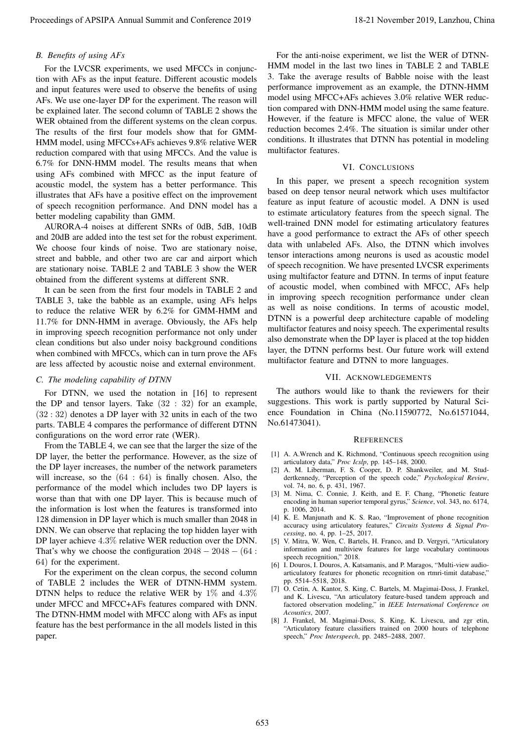### B. Benefits of using AFs

For the LVCSR experiments, we used MFCCs in conjunction with AFs as the input feature. Different acoustic models and input features were used to observe the benefits of using AFs. We use one-layer DP for the experiment. The reason will be explained later. The second column of TABLE 2 shows the WER obtained from the different systems on the clean corpus. The results of the first four models show that for GMM-HMM model, using MFCCs+AFs achieves 9.8% relative WER reduction compared with that using MFCCs. And the value is 6.7% for DNN-HMM model. The results means that when using AFs combined with MFCC as the input feature of acoustic model, the system has a better performance. This illustrates that AFs have a positive effect on the improvement of speech recognition performance. And DNN model has a better modeling capability than GMM.

AURORA-4 noises at different SNRs of 0dB, 5dB, 10dB and 20dB are added into the test set for the robust experiment. We choose four kinds of noise. Two are stationary noise, street and babble, and other two are car and airport which are stationary noise. TABLE 2 and TABLE 3 show the WER obtained from the different systems at different SNR.

It can be seen from the first four models in TABLE 2 and TABLE 3, take the babble as an example, using AFs helps to reduce the relative WER by 6.2% for GMM-HMM and 11.7% for DNN-HMM in average. Obviously, the AFs help in improving speech recognition performance not only under clean conditions but also under noisy background conditions when combined with MFCCs, which can in turn prove the AFs are less affected by acoustic noise and external environment.

### C. The modeling capability of DTNN

For DTNN, we used the notation in [16] to represent the DP and tensor layers. Take $(32 : 32)$ for an example, $(32 : 32)$ denotes a DP layer with 32 units in each of the two parts. TABLE 4 compares the performance of different DTNN configurations on the word error rate (WER).

From the TABLE 4, we can see that the larger the size of the DP layer, the better the performance. However, as the size of the DP layer increases, the number of the network parameters will increase, so the $(64 : 64)$ is finally chosen. Also, the performance of the model which includes two DP layers is worse than that with one DP layer. This is because much of the information is lost when the features is transformed into 128 dimension in DP layer which is much smaller than 2048 in DNN. We can observe that replacing the top hidden layer with DP layer achieve $4.3\%$ relative WER reduction over the DNN. That's why we choose the configuration $2048 - 2048 - (64 : 64)$ for the experiment.

For the experiment on the clean corpus, the second column of TABLE 2 includes the WER of DTNN-HMM system. DTNN helps to reduce the relative WER by $1\%$ and $4.3\%$ under MFCC and MFCC+AFs features compared with DNN. The DTNN-HMM model with MFCC along with AFs as input feature has the best performance in the all models listed in this paper.

For the anti-noise experiment, we list the WER of DTNN-HMM model in the last two lines in TABLE 2 and TABLE 3. Take the average results of Babble noise with the least performance improvement as an example, the DTNN-HMM model using MFCC+AFs achieves 3.0% relative WER reduction compared with DNN-HMM model using the same feature. However, if the feature is MFCC alone, the value of WER reduction becomes 2.4%. The situation is similar under other conditions. It illustrates that DTNN has potential in modeling multifactor features.

## VI. Conclusions

In this paper, we present a speech recognition system based on deep tensor neural network which uses multifactor feature as input feature of acoustic model. A DNN is used to estimate articulatory features from the speech signal. The well-trained DNN model for estimating articulatory features have a good performance to extract the AFs of other speech data with unlabeled AFs. Also, the DTNN which involves tensor interactions among neurons is used as acoustic model of speech recognition. We have presented LVCSR experiments using multifactor feature and DTNN. In terms of input feature of acoustic model, when combined with MFCC, AFs help in improving speech recognition performance under clean as well as noise conditions. In terms of acoustic model, DTNN is a powerful deep architecture capable of modeling multifactor features and noisy speech. The experimental results also demonstrate when the DP layer is placed at the top hidden layer, the DTNN performs best. Our future work will extend multifactor feature and DTNN to more languages.

## VII. Acknowledgements

The authors would like to thank the reviewers for their suggestions. This work is partly supported by Natural Science Foundation in China (No.11590772, No.61571044, No.61473041).

## References

[1] A. A.Wrench and K. Richmond, "Continuous speech recognition using articulatory data," *Proc Icslp*, pp. 145–148, 2000.

[2] A. M. Liberman, F. S. Cooper, D. P. Shankweiler, and M. Studdertkennedy, "Perception of the speech code," *Psychological Review*, vol. 74, no. 6, p. 431, 1967.

[3] M. Nima, C. Connie, J. Keith, and E. F. Chang, "Phonetic feature encoding in human superior temporal gyrus," *Science*, vol. 343, no. 6174, p. 1006, 2014.

[4] K. E. Manjunath and K. S. Rao, "Improvement of phone recognition accuracy using articulatory features," *Circuits Systems & Signal Processing*, no. 4, pp. 1–25, 2017.

[5] V. Mitra, W. Wen, C. Bartels, H. Franco, and D. Vergyri, "Articulatory information and multiview features for large vocabulary continuous speech recognition," 2018.

[6] I. Douros, I. Douros, A. Katsamanis, and P. Maragos, "Multi-view audio-articulatory features for phonetic recognition on rtmri-timit database," pp. 5514–5518, 2018.

[7] O. Cetin, A. Kantor, S. King, C. Bartels, M. Magimai-Doss, J. Frankel, and K. Livescu, "An articulatory feature-based tandem approach and factored observation modeling," in *IEEE International Conference on Acoustics*, 2007.

[8] J. Frankel, M. Magimai-Doss, S. King, K. Livescu, and zgr etin, "Articulatory feature classifiers trained on 2000 hours of telephone speech," *Proc Interspeech*, pp. 2485–2488, 2007.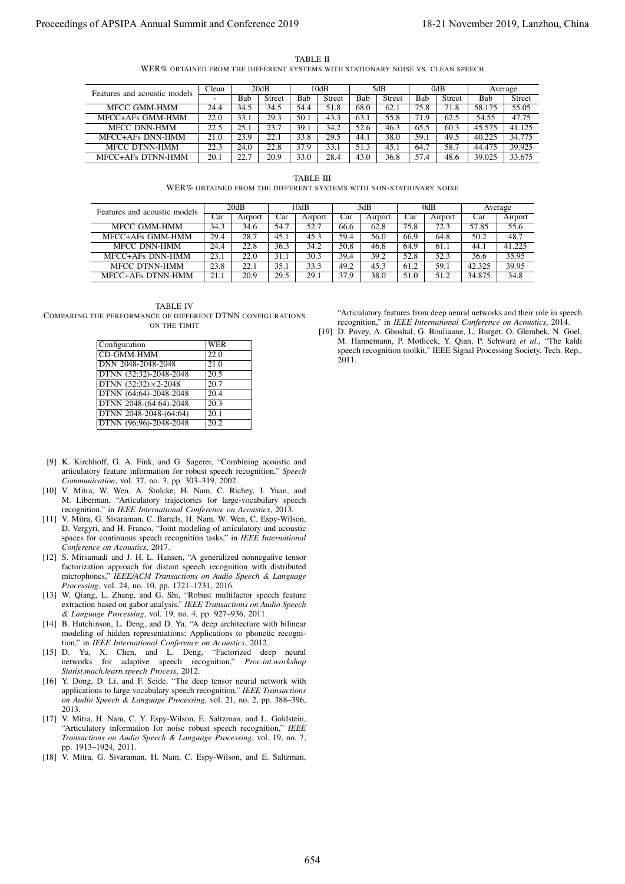TABLE II

WER% OBTAINED FROM THE DIFFERENT SYSTEMS WITH STATIONARY NOISE VS. CLEAN SPEECH

| Features and acoustic models | Clean | 20dB | | 10dB | | 5dB | | 0dB | | Average | |
|---|---|---|---|---|---|---|---|---|---|---|---|
| | - | Bab | Street | Bab | Street | Bab | Street | Bab | Street | Bab | Street |
| MFCC GMM-HMM | 24.4 | 34.5 | 34.5 | 54.4 | 51.8 | 68.0 | 62.1 | 75.8 | 71.8 | 58.175 | 55.05 |
| MFCC+AFs GMM-HMM | 22.0 | 33.1 | 29.3 | 50.1 | 43.3 | 63.1 | 55.8 | 71.9 | 62.5 | 54.55 | 47.75 |
| MFCC DNN-HMM | 22.5 | 25.1 | 23.7 | 39.1 | 34.2 | 52.6 | 46.3 | 65.5 | 60.3 | 45.575 | 41.125 |
| MFCC+AFs DNN-HMM | 21.0 | 23.9 | 22.1 | 33.8 | 29.5 | 44.1 | 38.0 | 59.1 | 49.5 | 40.225 | 34.775 |
| MFCC DTNN-HMM | 22.3 | 24.0 | 22.8 | 37.9 | 33.1 | 51.3 | 45.1 | 64.7 | 58.7 | 44.475 | 39.925 |
| MFCC+AFs DTNN-HMM | 20.1 | 22.7 | 20.9 | 33.0 | 28.4 | 43.0 | 36.8 | 57.4 | 48.6 | 39.025 | 33.675 |

TABLE III

WER% OBTAINED FROM THE DIFFERENT SYSTEMS WITH NON-STATIONARY NOISE

| Features and acoustic models | 20dB | | 10dB | | 5dB | | 0dB | | Average | |
|---|---|---|---|---|---|---|---|---|---|---|
| | Car | Airport | Car | Airport | Car | Airport | Car | Airport | Car | Airport |
| MFCC GMM-HMM | 34.3 | 34.6 | 54.7 | 52.7 | 66.6 | 62.8 | 75.8 | 72.3 | 57.85 | 55.6 |
| MFCC+AFs GMM-HMM | 29.4 | 28.7 | 45.1 | 45.3 | 59.4 | 56.0 | 66.9 | 64.8 | 50.2 | 48.7 |
| MFCC DNN-HMM | 24.4 | 22.8 | 36.3 | 34.2 | 50.8 | 46.8 | 64.9 | 61.1 | 44.1 | 41.225 |
| MFCC+AFs DNN-HMM | 23.1 | 22.0 | 31.1 | 30.3 | 39.4 | 39.2 | 52.8 | 52.3 | 36.6 | 35.95 |
| MFCC DTNN-HMM | 23.8 | 22.1 | 35.1 | 33.3 | 49.2 | 45.3 | 61.2 | 59.1 | 42.325 | 39.95 |
| MFCC+AFs DTNN-HMM | 21.1 | 20.9 | 29.5 | 29.1 | 37.9 | 38.0 | 51.0 | 51.2 | 34.875 | 34.8 |

TABLE IV

COMPARING THE PERFORMANCE OF DIFFERENT DTNN CONFIGURATIONS ON THE TIMIT

| Configuration | WER |
|---|---|
| CD-GMM-HMM | 22.0 |
| DNN 2048-2048-2048 | 21.0 |
| DTNN (32:32)-2048-2048 | 20.5 |
| DTNN (32:32)×2-2048 | 20.7 |
| DTNN (64:64)-2048-2048 | 20.4 |
| DTNN 2048-(64:64)-2048 | 20.3 |
| DTNN 2048-2048-(64:64) | 20.1 |
| DTNN (96:96)-2048-2048 | 20.2 |

[9] K. Kirchhoff, G. A. Fink, and G. Sagerer, "Combining acoustic and articulatory feature information for robust speech recognition," *Speech Communication*, vol. 37, no. 3, pp. 303–319, 2002.

[10] V. Mitra, W. Wen, A. Stolcke, H. Nam, C. Richey, J. Yuan, and M. Liberman, "Articulatory trajectories for large-vocabulary speech recognition," in *IEEE International Conference on Acoustics*, 2013.

[11] V. Mitra, G. Sivaraman, C. Bartels, H. Nam, W. Wen, C. Espy-Wilson, D. Vergyri, and H. Franco, "Joint modeling of articulatory and acoustic spaces for continuous speech recognition tasks," in *IEEE International Conference on Acoustics*, 2017.

[12] S. Mirsamadi and J. H. L. Hansen, "A generalized nonnegative tensor factorization approach for distant speech recognition with distributed microphones," *IEEE/ACM Transactions on Audio Speech & Language Processing*, vol. 24, no. 10, pp. 1721–1731, 2016.

[13] W. Qiang, L. Zhang, and G. Shi, "Robust multifactor speech feature extraction based on gabor analysis," *IEEE Transactions on Audio Speech & Language Processing*, vol. 19, no. 4, pp. 927–936, 2011.

[14] B. Hutchinson, L. Deng, and D. Yu, "A deep architecture with bilinear modeling of hidden representations: Applications to phonetic recognition," in *IEEE International Conference on Acoustics*, 2012.

[15] D. Yu, X. Chen, and L. Deng, "Factorized deep neural networks for adaptive speech recognition," *Proc.int.workshop Statist.mach.learn.speech Process*, 2012.

[16] Y. Dong, D. Li, and F. Seide, "The deep tensor neural network with applications to large vocabulary speech recognition," *IEEE Transactions on Audio Speech & Language Processing*, vol. 21, no. 2, pp. 388–396, 2013.

[17] V. Mitra, H. Nam, C. Y. Espy-Wilson, E. Saltzman, and L. Goldstein, "Articulatory information for noise robust speech recognition," *IEEE Transactions on Audio Speech & Language Processing*, vol. 19, no. 7, pp. 1913–1924, 2011.

[18] V. Mitra, G. Sivaraman, H. Nam, C. Espy-Wilson, and E. Saltzman, "Articulatory features from deep neural networks and their role in speech recognition," in *IEEE International Conference on Acoustics*, 2014.

[19] D. Povey, A. Ghoshal, G. Boulianne, L. Burget, O. Glembek, N. Goel, M. Hannemann, P. Motlicek, Y. Qian, P. Schwarz *et al.*, "The kaldi speech recognition toolkit," IEEE Signal Processing Society, Tech. Rep., 2011.